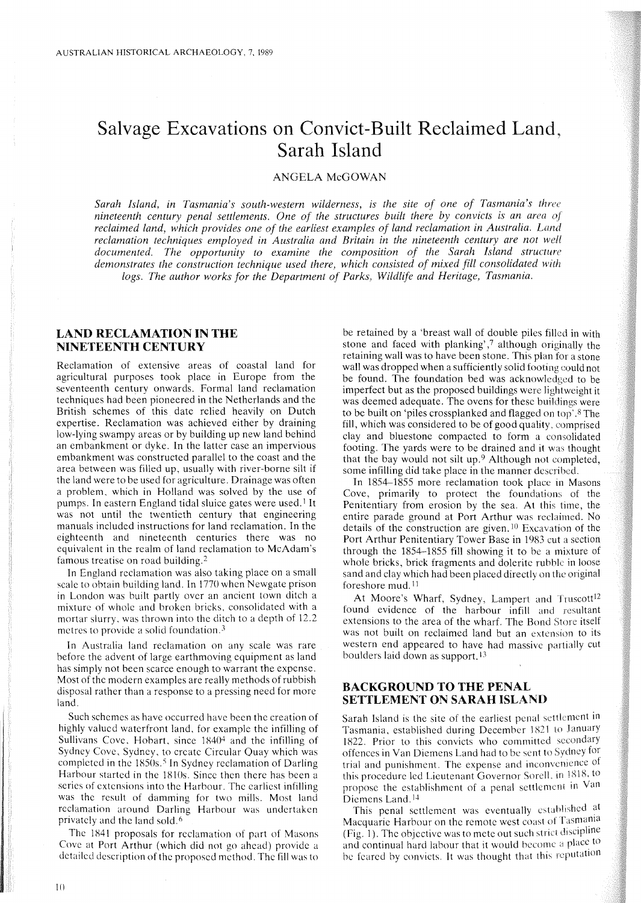# Salvage Excavations on Convict-Built Reclaimed Land, Sarah Island

ANGELA McGOWAN

*Sarah Island, in Tasmania's south-western wilderness, is the site of one of Tasmania's three nineteenth century penal settlements. One of the structures built there by convicts is an area of reclaimed land, which provides one of the earliest examples of land reclamation in Australia. Land reclamation techniques employed in Australia and Britain in the nineteenth century are not well documented. The opportunity to examine the composition of the Sarah Island structure demonstrates the construction technique used there, which consisted of mixed fill consolidated with logs. The author works for the Department of Parks, Wildlife and Heritage, Tasmania.*

## LAND RECLAMATION IN THE NINETEENTH CENTURY

Reclamation of extensive areas of coastal land for agricultural purposes took place in Europe from the seventeenth century onwards. Formal land reclamation techniques had been pioneered in the Netherlands and the British schemes of this date relied heavily on Dutch expertise. Reclamation was achieved either by draining low-lying swampy areas or by building up new land behind an embankment or dyke. In the latter case an impervious embankment was constructed parallel to the coast and the area between was filled up, usually with river-borne silt if the land were to be used for agriculture. Drainage was often a problem, which in Holland was solved by the use of pumps. In eastern England tidal sluice gates were used.[1] It was not until the twentieth century that engineering manuals included instructions for land reclamation. In the eighteenth and nineteenth centuries there was no equivalent in the realm of land reclamation to McAdam's famous treatise on road building.[2]

In England reclamation was also taking place on a small scale to obtain building land. In 1770 when Newgate prison in London was built partly over an ancient town ditch a mixture of whole and broken bricks, consolidated with a mortar slurry, was thrown into the ditch to a depth of 12.2 metres to provide a solid foundation.[3]

In Australia land reclamation on any scale was rare before the advent of large earthmoving equipment as land has simply not been scarce enough to warrant the expense. Most of the modern examples are really methods of rubbish disposal rather than a response to a pressing need for more land.

Such schemes as have occurred have been the creation of highly valued waterfront land, for example the infilling of Sullivans Cove, Hobart, since 1840[4] and the infilling of Sydney Cove, Sydney, to create Circular Quay which was completed in the 1850s.[5] In Sydney reclamation of Darling Harbour started in the 1810s. Since then there has been a series of extensions into the Harbour. The earliest infilling was the result of damming for two mills. Most land reclamation around Darling Harbour was undertaken privately and the land sold.[6]

The 1841 proposals for reclamation of part of Masons Cove at Port Arthur (which did not go ahead) provide a detailed description of the proposed method. The fill was to be retained by a 'breast wall of double piles filled in with stone and faced with planking',[7] although originally the retaining wall was to have been stone. This plan for a stone wall was dropped when a sufficiently solid footing could not be found. The foundation bed was acknowledged to be imperfect but as the proposed buildings were lightweight it was deemed adequate. The ovens for these buildings were to be built on 'piles crossplanked and flagged on top'.[8] The fill, which was considered to be of good quality, comprised clay and bluestone compacted to form a consolidated footing. The yards were to be drained and it was thought that the bay would not silt up.[9] Although not completed, some infilling did take place in the manner described.

In 1854–1855 more reclamation took place in Masons Cove, primarily to protect the foundations of the Penitentiary from erosion by the sea. At this time, the entire parade ground at Port Arthur was reclaimed. No details of the construction are given.[10] Excavation of the Port Arthur Penitentiary Tower Base in 1983 cut a section through the 1854–1855 fill showing it to be a mixture of whole bricks, brick fragments and dolerite rubble in loose sand and clay which had been placed directly on the original foreshore mud.[11]

At Moore's Wharf, Sydney, Lampert and Truscott[12] found evidence of the harbour infill and resultant extensions to the area of the wharf. The Bond Store itself was not built on reclaimed land but an extension to its western end appeared to have had massive partially cut boulders laid down as support.[13]

## BACKGROUND TO THE PENAL SETTLEMENT ON SARAH ISLAND

Sarah Island is the site of the earliest penal settlement in Tasmania, established during December 1821 to January 1822. Prior to this convicts who committed secondary offences in Van Diemens Land had to be sent to Sydney for trial and punishment. The expense and inconvenience of this procedure led Lieutenant Governor Sorell, in 1818, to propose the establishment of a penal settlement in Van Diemens Land.[14]

This penal settlement was eventually established at Macquarie Harbour on the remote west coast of Tasmania (Fig. 1). The objective was to mete out such strict discipline and continual hard labour that it would become a place to be feared by convicts. It was thought that this reputation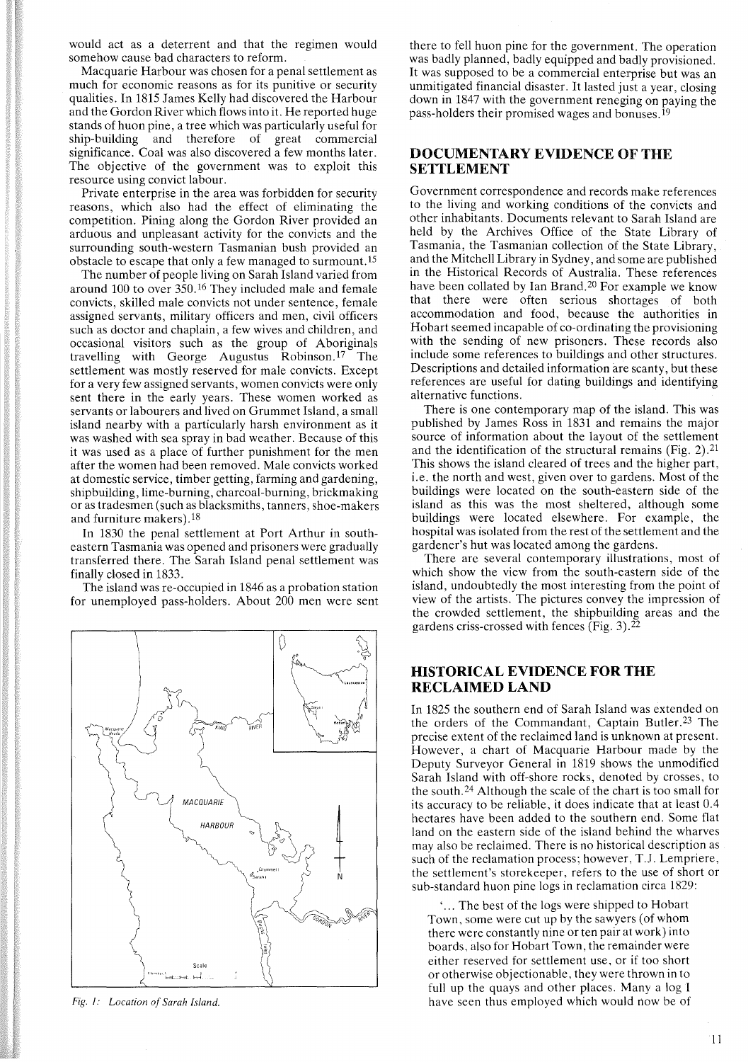would act as a deterrent and that the regimen would somehow cause bad characters to reform.

Macquarie Harbour was chosen for a penal settlement as much for economic reasons as for its punitive or security qualities. In 1815 James Kelly had discovered the Harbour and the Gordon River which flows into it. He reported huge stands of huon pine, a tree which was particularly useful for ship-building and therefore of great commercial significance. Coal was also discovered a few months later. The objective of the government was to exploit this resource using convict labour.

Private enterprise in the area was forbidden for security reasons, which also had the effect of eliminating the competition. Pining along the Gordon River provided an arduous and unpleasant activity for the convicts and the surrounding south-western Tasmanian bush provided an obstacle to escape that only a few managed to surmount.[15]

The number of people living on Sarah Island varied from around 100 to over 350.[16] They included male and female convicts, skilled male convicts not under sentence, female assigned servants, military officers and men, civil officers such as doctor and chaplain, a few wives and children, and occasional visitors such as the group of Aboriginals travelling with George Augustus Robinson.[17] The settlement was mostly reserved for male convicts. Except for a very few assigned servants, women convicts were only sent there in the early years. These women worked as servants or labourers and lived on Grummet Island, a small island nearby with a particularly harsh environment as it was washed with sea spray in bad weather. Because of this it was used as a place of further punishment for the men after the women had been removed. Male convicts worked at domestic service, timber getting, farming and gardening, shipbuilding, lime-burning, charcoal-burning, brickmaking or as tradesmen (such as blacksmiths, tanners, shoe-makers and furniture makers).[18]

In 1830 the penal settlement at Port Arthur in south-eastern Tasmania was opened and prisoners were gradually transferred there. The Sarah Island penal settlement was finally closed in 1833.

The island was re-occupied in 1846 as a probation station for unemployed pass-holders. About 200 men were sent there to fell huon pine for the government. The operation was badly planned, badly equipped and badly provisioned. It was supposed to be a commercial enterprise but was an unmitigated financial disaster. It lasted just a year, closing down in 1847 with the government reneging on paying the pass-holders their promised wages and bonuses.[19]

*Fig. 1: Location of Sarah Island.*

## DOCUMENTARY EVIDENCE OF THE SETTLEMENT

Government correspondence and records make references to the living and working conditions of the convicts and other inhabitants. Documents relevant to Sarah Island are held by the Archives Office of the State Library of Tasmania, the Tasmanian collection of the State Library, and the Mitchell Library in Sydney, and some are published in the Historical Records of Australia. These references have been collated by Ian Brand.[20] For example we know that there were often serious shortages of both accommodation and food, because the authorities in Hobart seemed incapable of co-ordinating the provisioning with the sending of new prisoners. These records also include some references to buildings and other structures. Descriptions and detailed information are scanty, but these references are useful for dating buildings and identifying alternative functions.

There is one contemporary map of the island. This was published by James Ross in 1831 and remains the major source of information about the layout of the settlement and the identification of the structural remains (Fig. 2).[21] This shows the island cleared of trees and the higher part, i.e. the north and west, given over to gardens. Most of the buildings were located on the south-eastern side of the island as this was the most sheltered, although some buildings were located elsewhere. For example, the hospital was isolated from the rest of the settlement and the gardener's hut was located among the gardens.

There are several contemporary illustrations, most of which show the view from the south-eastern side of the island, undoubtedly the most interesting from the point of view of the artists. The pictures convey the impression of the crowded settlement, the shipbuilding areas and the gardens criss-crossed with fences (Fig. 3).[22]

## HISTORICAL EVIDENCE FOR THE RECLAIMED LAND

In 1825 the southern end of Sarah Island was extended on the orders of the Commandant, Captain Butler.[23] The precise extent of the reclaimed land is unknown at present. However, a chart of Macquarie Harbour made by the Deputy Surveyor General in 1819 shows the unmodified Sarah Island with off-shore rocks, denoted by crosses, to the south.[24] Although the scale of the chart is too small for its accuracy to be reliable, it does indicate that at least 0.4 hectares have been added to the southern end. Some flat land on the eastern side of the island behind the wharves may also be reclaimed. There is no historical description as such of the reclamation process; however, T.J. Lempriere, the settlement's storekeeper, refers to the use of short or sub-standard huon pine logs in reclamation circa 1829:

> '... The best of the logs were shipped to Hobart Town, some were cut up by the sawyers (of whom there were constantly nine or ten pair at work) into boards, also for Hobart Town, the remainder were either reserved for settlement use, or if too short or otherwise objectionable, they were thrown in to full up the quays and other places. Many a log I have seen thus employed which would now be of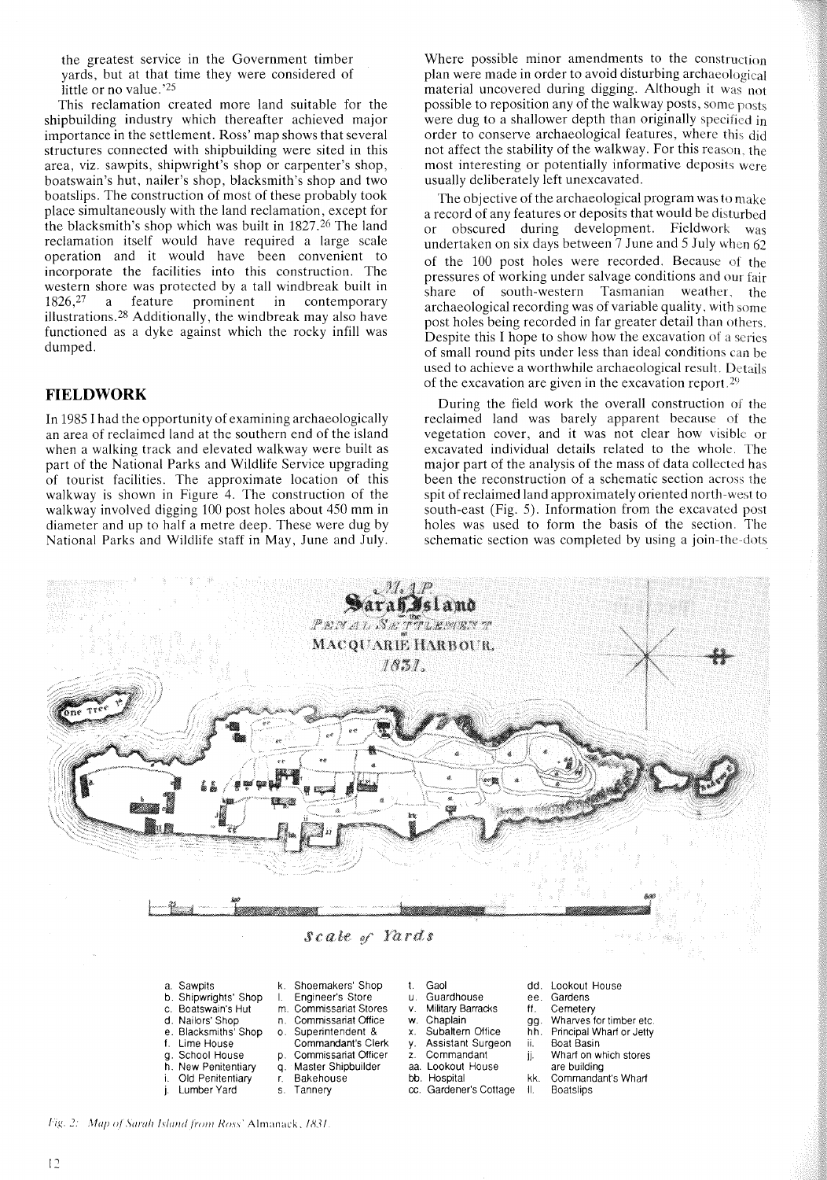the greatest service in the Government timber yards, but at that time they were considered of little or no value.'[25]

This reclamation created more land suitable for the shipbuilding industry which thereafter achieved major importance in the settlement. Ross' map shows that several structures connected with shipbuilding were sited in this area, viz. sawpits, shipwright's shop or carpenter's shop, boatswain's hut, nailer's shop, blacksmith's shop and two boatslips. The construction of most of these probably took place simultaneously with the land reclamation, except for the blacksmith's shop which was built in 1827.[26] The land reclamation itself would have required a large scale operation and it would have been convenient to incorporate the facilities into this construction. The western shore was protected by a tall windbreak built in 1826,[27] a feature prominent in contemporary illustrations.[28] Additionally, the windbreak may also have functioned as a dyke against which the rocky infill was dumped.

## FIELDWORK

In 1985 I had the opportunity of examining archaeologically an area of reclaimed land at the southern end of the island when a walking track and elevated walkway were built as part of the National Parks and Wildlife Service upgrading of tourist facilities. The approximate location of this walkway is shown in Figure 4. The construction of the walkway involved digging 100 post holes about 450 mm in diameter and up to half a metre deep. These were dug by National Parks and Wildlife staff in May, June and July. Where possible minor amendments to the construction plan were made in order to avoid disturbing archaeological material uncovered during digging. Although it was not possible to reposition any of the walkway posts, some posts were dug to a shallower depth than originally specified in order to conserve archaeological features, where this did not affect the stability of the walkway. For this reason, the most interesting or potentially informative deposits were usually deliberately left unexcavated.

The objective of the archaeological program was to make a record of any features or deposits that would be disturbed or obscured during development. Fieldwork was undertaken on six days between 7 June and 5 July when 62 of the 100 post holes were recorded. Because of the pressures of working under salvage conditions and our fair share of south-western Tasmanian weather, the archaeological recording was of variable quality, with some post holes being recorded in far greater detail than others. Despite this I hope to show how the excavation of a series of small round pits under less than ideal conditions can be used to achieve a worthwhile archaeological result. Details of the excavation are given in the excavation report.[29]

During the field work the overall construction of the reclaimed land was barely apparent because of the vegetation cover, and it was not clear how visible or excavated individual details related to the whole. The major part of the analysis of the mass of data collected has been the reconstruction of a schematic section across the spit of reclaimed land approximately oriented north-west to south-east (Fig. 5). Information from the excavated post holes was used to form the basis of the section. The schematic section was completed by using a join-the-dots

MAP
Sarah Island
PENAL SETTLEMENT
of
MACQUARIE HARBOUR.
1831.

Scale of Yards

| | | | |
|---|---|---|---|
| a. Sawpits | k. Shoemakers' Shop | t. Gaol | dd. Lookout House |
| b. Shipwrights' Shop | l. Engineer's Store | u. Guardhouse | ee. Gardens |
| c. Boatswain's Hut | m. Commissariat Stores | v. Military Barracks | ff. Cemetery |
| d. Nailors' Shop | n. Commissariat Office | w. Chaplain | gg. Wharves for timber etc. |
| e. Blacksmiths' Shop | o. Superintendent & Commandant's Clerk | x. Subaltern Office | hh. Principal Wharf or Jetty |
| f. Lime House | p. Commissariat Officer | y. Assistant Surgeon | ii. Boat Basin |
| g. School House | q. Master Shipbuilder | z. Commandant | jj. Wharf on which stores are building |
| h. New Penitentiary | r. Bakehouse | aa. Lookout House | kk. Commandant's Wharf |
| i. Old Penitentiary | s. Tannery | bb. Hospital | ll. Boatslips |
| j. Lumber Yard | | cc. Gardener's Cottage | |

*Fig. 2: Map of Sarah Island from Ross' Almanack, 1831.*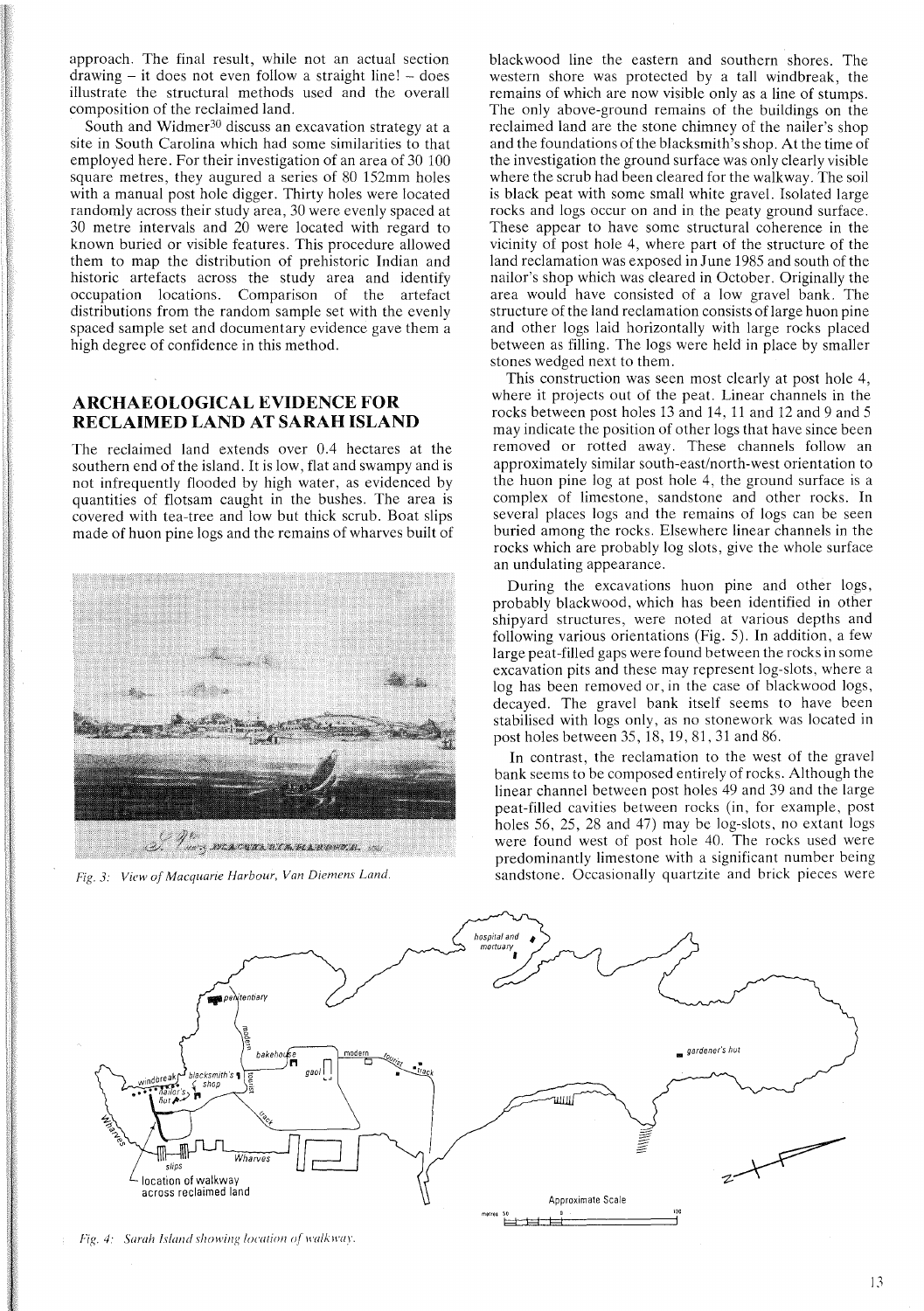approach. The final result, while not an actual section drawing – it does not even follow a straight line! – does illustrate the structural methods used and the overall composition of the reclaimed land.

South and Widmer[30] discuss an excavation strategy at a site in South Carolina which had some similarities to that employed here. For their investigation of an area of 30 100 square metres, they augured a series of 80 152mm holes with a manual post hole digger. Thirty holes were located randomly across their study area, 30 were evenly spaced at 30 metre intervals and 20 were located with regard to known buried or visible features. This procedure allowed them to map the distribution of prehistoric Indian and historic artefacts across the study area and identify occupation locations. Comparison of the artefact distributions from the random sample set with the evenly spaced sample set and documentary evidence gave them a high degree of confidence in this method.

## ARCHAEOLOGICAL EVIDENCE FOR RECLAIMED LAND AT SARAH ISLAND

The reclaimed land extends over 0.4 hectares at the southern end of the island. It is low, flat and swampy and is not infrequently flooded by high water, as evidenced by quantities of flotsam caught in the bushes. The area is covered with tea-tree and low but thick scrub. Boat slips made of huon pine logs and the remains of wharves built of blackwood line the eastern and southern shores. The western shore was protected by a tall windbreak, the remains of which are now visible only as a line of stumps. The only above-ground remains of the buildings on the reclaimed land are the stone chimney of the nailer's shop and the foundations of the blacksmith's shop. At the time of the investigation the ground surface was only clearly visible where the scrub had been cleared for the walkway. The soil is black peat with some small white gravel. Isolated large rocks and logs occur on and in the peaty ground surface. These appear to have some structural coherence in the vicinity of post hole 4, where part of the structure of the land reclamation was exposed in June 1985 and south of the nailor's shop which was cleared in October. Originally the area would have consisted of a low gravel bank. The structure of the land reclamation consists of large huon pine and other logs laid horizontally with large rocks placed between as filling. The logs were held in place by smaller stones wedged next to them.

This construction was seen most clearly at post hole 4, where it projects out of the peat. Linear channels in the rocks between post holes 13 and 14, 11 and 12 and 9 and 5 may indicate the position of other logs that have since been removed or rotted away. These channels follow an approximately similar south-east/north-west orientation to the huon pine log at post hole 4, the ground surface is a complex of limestone, sandstone and other rocks. In several places logs and the remains of logs can be seen buried among the rocks. Elsewhere linear channels in the rocks which are probably log slots, give the whole surface an undulating appearance.

During the excavations huon pine and other logs, probably blackwood, which has been identified in other shipyard structures, were noted at various depths and following various orientations (Fig. 5). In addition, a few large peat-filled gaps were found between the rocks in some excavation pits and these may represent log-slots, where a log has been removed or, in the case of blackwood logs, decayed. The gravel bank itself seems to have been stabilised with logs only, as no stonework was located in post holes between 35, 18, 19, 81, 31 and 86.

In contrast, the reclamation to the west of the gravel bank seems to be composed entirely of rocks. Although the linear channel between post holes 49 and 39 and the large peat-filled cavities between rocks (in, for example, post holes 56, 25, 28 and 47) may be log-slots, no extant logs were found west of post hole 40. The rocks used were predominantly limestone with a significant number being sandstone. Occasionally quartzite and brick pieces were

*Fig. 3: View of Macquarie Harbour, Van Diemens Land.*

*Fig. 4: Sarah Island showing location of walkway.*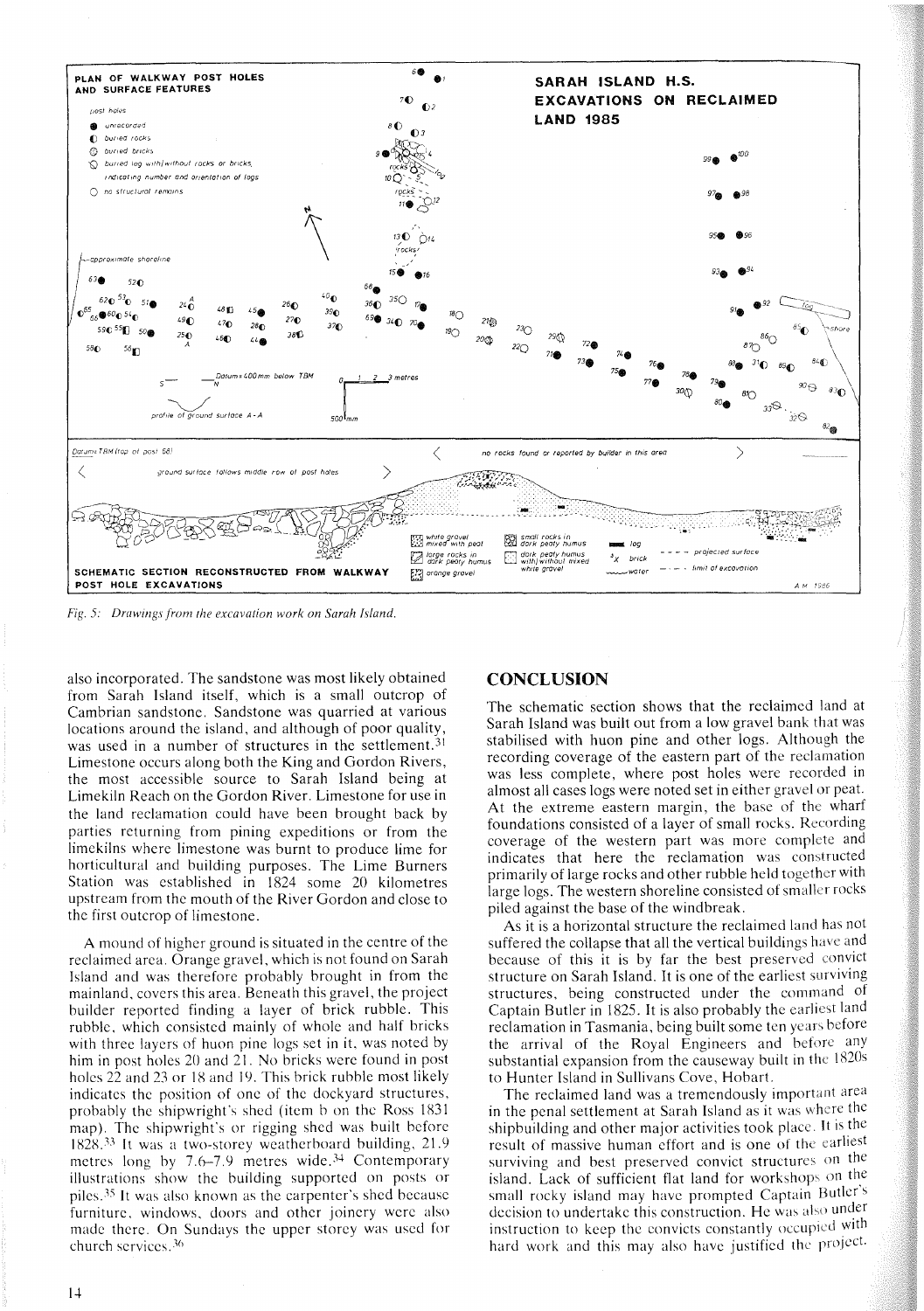*Fig. 5: Drawings from the excavation work on Sarah Island.*

also incorporated. The sandstone was most likely obtained from Sarah Island itself, which is a small outcrop of Cambrian sandstone. Sandstone was quarried at various locations around the island, and although of poor quality, was used in a number of structures in the settlement.[31] Limestone occurs along both the King and Gordon Rivers, the most accessible source to Sarah Island being at Limekiln Reach on the Gordon River. Limestone for use in the land reclamation could have been brought back by parties returning from pining expeditions or from the limekilns where limestone was burnt to produce lime for horticultural and building purposes. The Lime Burners Station was established in 1824 some 20 kilometres upstream from the mouth of the River Gordon and close to the first outcrop of limestone.

A mound of higher ground is situated in the centre of the reclaimed area. Orange gravel, which is not found on Sarah Island and was therefore probably brought in from the mainland, covers this area. Beneath this gravel, the project builder reported finding a layer of brick rubble. This rubble, which consisted mainly of whole and half bricks with three layers of huon pine logs set in it, was noted by him in post holes 20 and 21. No bricks were found in post holes 22 and 23 or 18 and 19. This brick rubble most likely indicates the position of one of the dockyard structures, probably the shipwright's shed (item b on the Ross 1831 map). The shipwright's or rigging shed was built before 1828.[33] It was a two-storey weatherboard building, 21.9 metres long by 7.6–7.9 metres wide.[34] Contemporary illustrations show the building supported on posts or piles.[35] It was also known as the carpenter's shed because furniture, windows, doors and other joinery were also made there. On Sundays the upper storey was used for church services.[36]

## CONCLUSION

The schematic section shows that the reclaimed land at Sarah Island was built out from a low gravel bank that was stabilised with huon pine and other logs. Although the recording coverage of the eastern part of the reclamation was less complete, where post holes were recorded in almost all cases logs were noted set in either gravel or peat. At the extreme eastern margin, the base of the wharf foundations consisted of a layer of small rocks. Recording coverage of the western part was more complete and indicates that here the reclamation was constructed primarily of large rocks and other rubble held together with large logs. The western shoreline consisted of smaller rocks piled against the base of the windbreak.

As it is a horizontal structure the reclaimed land has not suffered the collapse that all the vertical buildings have and because of this it is by far the best preserved convict structure on Sarah Island. It is one of the earliest surviving structures, being constructed under the command of Captain Butler in 1825. It is also probably the earliest land reclamation in Tasmania, being built some ten years before the arrival of the Royal Engineers and before any substantial expansion from the causeway built in the 1820s to Hunter Island in Sullivans Cove, Hobart.

The reclaimed land was a tremendously important area in the penal settlement at Sarah Island as it was where the shipbuilding and other major activities took place. It is the result of massive human effort and is one of the earliest surviving and best preserved convict structures on the island. Lack of sufficient flat land for workshops on the small rocky island may have prompted Captain Butler's decision to undertake this construction. He was also under instruction to keep the convicts constantly occupied with hard work and this may also have justified the project.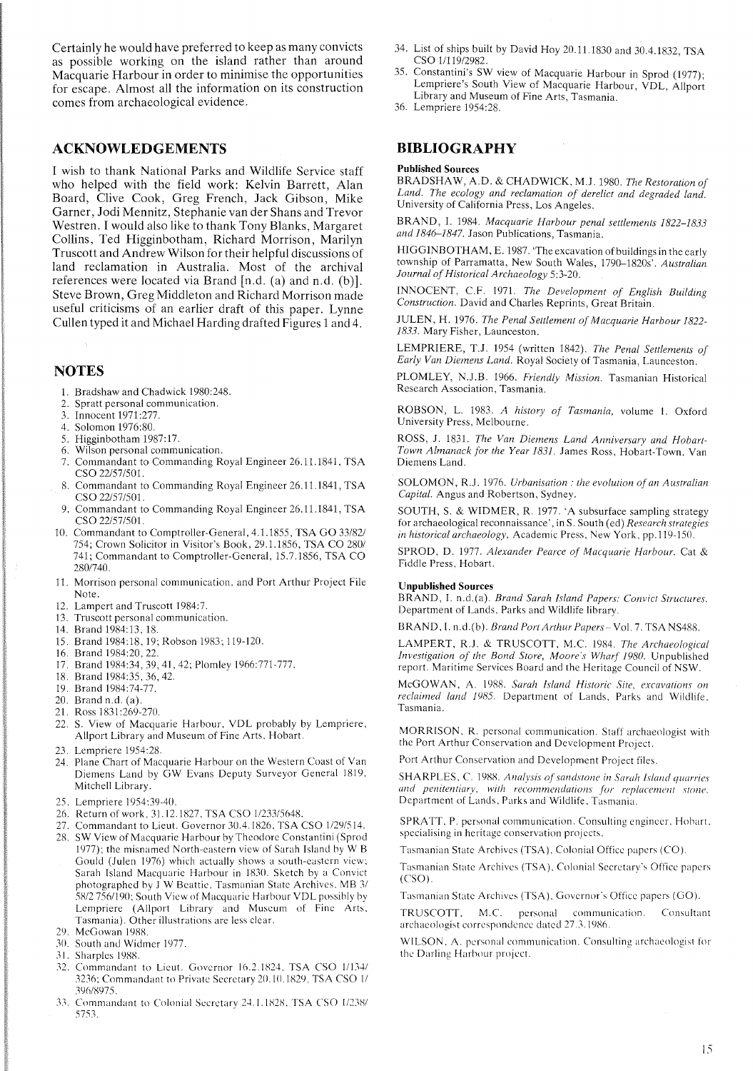Certainly he would have preferred to keep as many convicts as possible working on the island rather than around Macquarie Harbour in order to minimise the opportunities for escape. Almost all the information on its construction comes from archaeological evidence.

## ACKNOWLEDGEMENTS

I wish to thank National Parks and Wildlife Service staff who helped with the field work: Kelvin Barrett, Alan Board, Clive Cook, Greg French, Jack Gibson, Mike Garner, Jodi Mennitz, Stephanie van der Shans and Trevor Westren. I would also like to thank Tony Blanks, Margaret Collins, Ted Higginbotham, Richard Morrison, Marilyn Truscott and Andrew Wilson for their helpful discussions of land reclamation in Australia. Most of the archival references were located via Brand [n.d. (a) and n.d. (b)]. Steve Brown, Greg Middleton and Richard Morrison made useful criticisms of an earlier draft of this paper. Lynne Cullen typed it and Michael Harding drafted Figures 1 and 4.

## NOTES

1. Bradshaw and Chadwick 1980:248.
2. Spratt personal communication.
3. Innocent 1971:277.
4. Solomon 1976:80.
5. Higginbotham 1987:17.
6. Wilson personal communication.
7. Commandant to Commanding Royal Engineer 26.11.1841, TSA CSO 22/57/501.
8. Commandant to Commanding Royal Engineer 26.11.1841, TSA CSO 22/57/501.
9. Commandant to Commanding Royal Engineer 26.11.1841, TSA CSO 22/57/501.
10. Commandant to Comptroller-General, 4.1.1855, TSA GO 33/82/754; Crown Solicitor in Visitor's Book, 29.1.1856, TSA CO 280/741; Commandant to Comptroller-General, 15.7.1856, TSA CO 280/740.
11. Morrison personal communication. and Port Arthur Project File Note.
12. Lampert and Truscott 1984:7.
13. Truscott personal communication.
14. Brand 1984:13, 18.
15. Brand 1984:18, 19; Robson 1983; 119-120.
16. Brand 1984:20, 22.
17. Brand 1984:34, 39, 41, 42; Plomley 1966:771-777.
18. Brand 1984:35, 36, 42.
19. Brand 1984:74-77.
20. Brand n.d. (a).
21. Ross 1831:269-270.
22. S. View of Macquarie Harbour, VDL probably by Lempriere, Allport Library and Museum of Fine Arts, Hobart.
23. Lempriere 1954:28.
24. Plane Chart of Macquarie Harbour on the Western Coast of Van Diemens Land by GW Evans Deputy Surveyor General 1819, Mitchell Library.
25. Lempriere 1954:39-40.
26. Return of work, 31.12.1827, TSA CSO 1/233/5648.
27. Commandant to Lieut. Governor 30.4.1826, TSA CSO 1/29/514.
28. SW View of Macquarie Harbour by Theodore Constantini (Sprod 1977); the misnamed North-eastern view of Sarah Island by W B Gould (Julen 1976) which actually shows a south-eastern view; Sarah Island Macquarie Harbour in 1830. Sketch by a Convict photographed by J W Beattie, Tasmanian State Archives, MB 3/58/2 756/190; South View of Macquarie Harbour VDL possibly by Lempriere (Allport Library and Museum of Fine Arts, Tasmania). Other illustrations are less clear.
29. McGowan 1988.
30. South and Widmer 1977.
31. Sharples 1988.
32. Commandant to Lieut. Governor 16.2.1824, TSA CSO 1/134/3236; Commandant to Private Secretary 20.10.1829, TSA CSO 1/396/8975.
33. Commandant to Colonial Secretary 24.1.1828, TSA CSO 1/238/5753.
34. List of ships built by David Hoy 20.11.1830 and 30.4.1832, TSA CSO 1/119/2982.
35. Constantini's SW view of Macquarie Harbour in Sprod (1977); Lempriere's South View of Macquarie Harbour, VDL, Allport Library and Museum of Fine Arts, Tasmania.
36. Lempriere 1954:28.

## BIBLIOGRAPHY

### Published Sources

BRADSHAW, A.D. & CHADWICK, M.J. 1980. *The Restoration of Land. The ecology and reclamation of derelict and degraded land.* University of California Press, Los Angeles.

BRAND, I. 1984. *Macquarie Harbour penal settlements 1822–1833 and 1846–1847.* Jason Publications, Tasmania.

HIGGINBOTHAM, E. 1987. 'The excavation of buildings in the early township of Parramatta, New South Wales, 1790–1820s'. *Australian Journal of Historical Archaeology* 5:3-20.

INNOCENT, C.F. 1971. *The Development of English Building Construction.* David and Charles Reprints, Great Britain.

JULEN, H. 1976. *The Penal Settlement of Macquarie Harbour 1822-1833.* Mary Fisher, Launceston.

LEMPRIERE, T.J. 1954 (written 1842). *The Penal Settlements of Early Van Diemens Land.* Royal Society of Tasmania, Launceston.

PLOMLEY, N.J.B. 1966. *Friendly Mission.* Tasmanian Historical Research Association, Tasmania.

ROBSON, L. 1983. *A history of Tasmania,* volume 1. Oxford University Press, Melbourne.

ROSS, J. 1831. *The Van Diemens Land Anniversary and Hobart-Town Almanack for the Year 1831.* James Ross, Hobart-Town, Van Diemens Land.

SOLOMON, R.J. 1976. *Urbanisation : the evolution of an Australian Capital.* Angus and Robertson, Sydney.

SOUTH, S. & WIDMER, R. 1977. 'A subsurface sampling strategy for archaeological reconnaissance', in S. South (ed) *Research strategies in historical archaeology,* Academic Press, New York, pp.119-150.

SPROD, D. 1977. *Alexander Pearce of Macquarie Harbour.* Cat & Fiddle Press, Hobart.

### Unpublished Sources

BRAND, I. n.d.(a). *Brand Sarah Island Papers: Convict Structures.* Department of Lands, Parks and Wildlife library.

BRAND, I. n.d.(b). *Brand Port Arthur Papers* – Vol. 7. TSA NS488.

LAMPERT, R.J. & TRUSCOTT, M.C. 1984. *The Archaeological Investigation of the Bond Store, Moore's Wharf 1980.* Unpublished report. Maritime Services Board and the Heritage Council of NSW.

McGOWAN, A. 1988. *Sarah Island Historic Site, excavations on reclaimed land 1985.* Department of Lands, Parks and Wildlife, Tasmania.

MORRISON, R. personal communication. Staff archaeologist with the Port Arthur Conservation and Development Project.

Port Arthur Conservation and Development Project files.

SHARPLES, C. 1988. *Analysis of sandstone in Sarah Island quarries and penitentiary, with recommendations for replacement stone.* Department of Lands, Parks and Wildlife, Tasmania.

SPRATT, P. personal communication. Consulting engineer, Hobart, specialising in heritage conservation projects.

Tasmanian State Archives (TSA). Colonial Office papers (CO).

Tasmanian State Archives (TSA). Colonial Secretary's Office papers (CSO).

Tasmanian State Archives (TSA). Governor's Office papers (GO).

TRUSCOTT, M.C. personal communication. Consultant archaeologist correspondence dated 27.3.1986.

WILSON, A. personal communication. Consulting archaeologist for the Darling Harbour project.